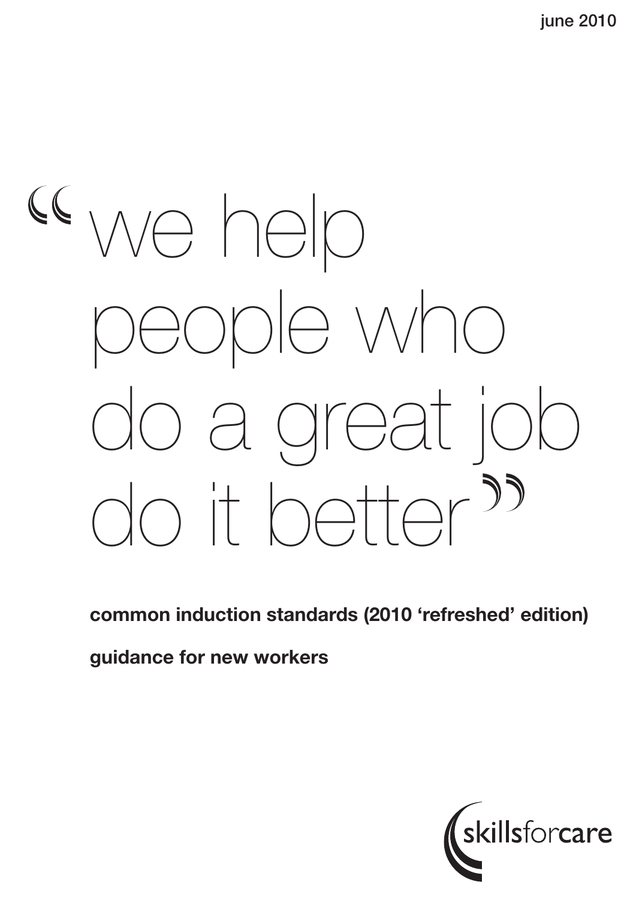june 2010

# “we help people who do a great job do it better”

**common induction standards (2010 ‘refreshed’ edition)**

**guidance for new workers**

skillsforcare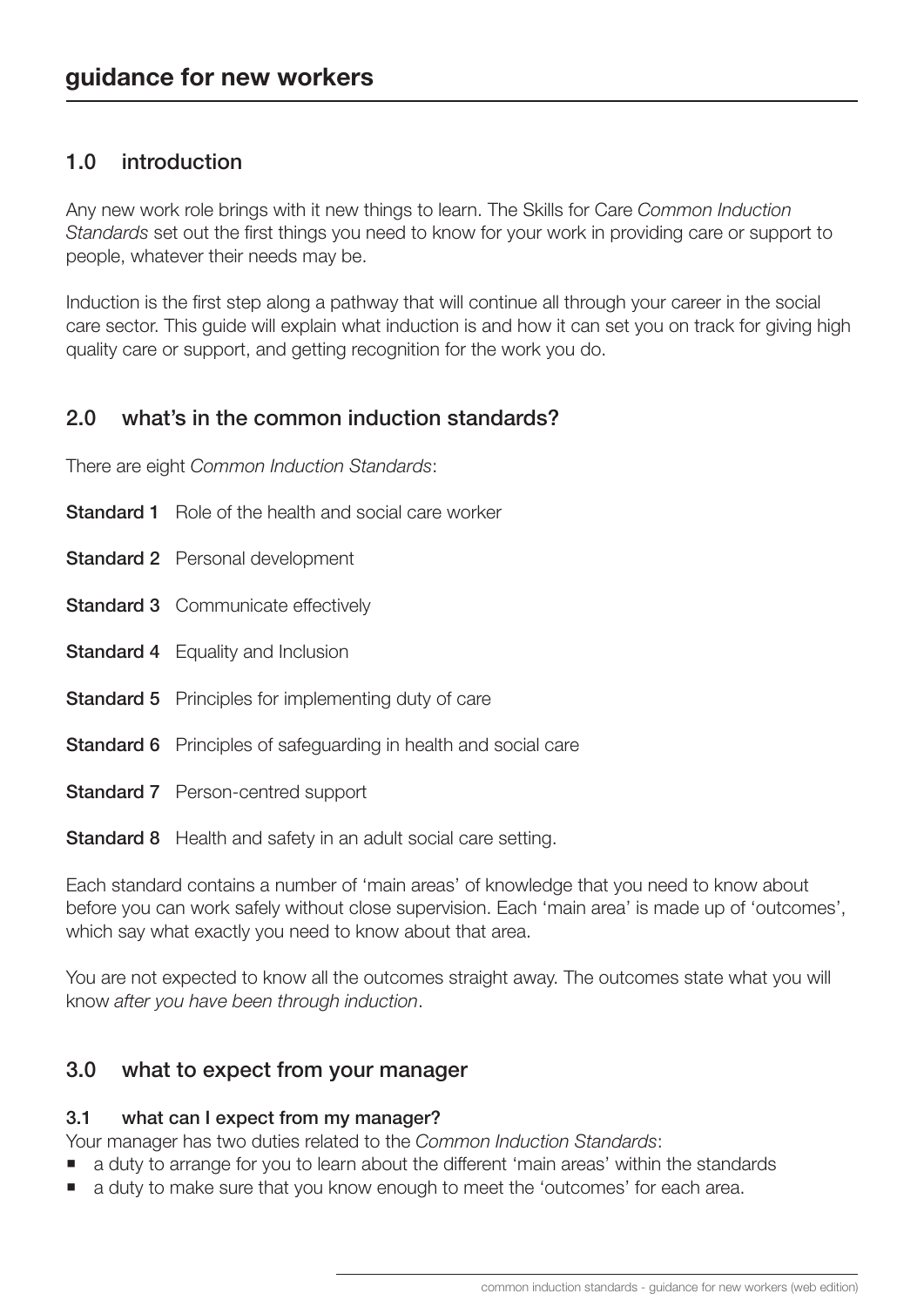# guidance for new workers

## 1.0 introduction

Any new work role brings with it new things to learn. The Skills for Care *Common Induction Standards* set out the first things you need to know for your work in providing care or support to people, whatever their needs may be.

Induction is the first step along a pathway that will continue all through your career in the social care sector. This guide will explain what induction is and how it can set you on track for giving high quality care or support, and getting recognition for the work you do.

## 2.0 what's in the common induction standards?

There are eight *Common Induction Standards*:

**Standard 1** Role of the health and social care worker

**Standard 2** Personal development

**Standard 3** Communicate effectively

**Standard 4** Equality and Inclusion

**Standard 5** Principles for implementing duty of care

**Standard 6** Principles of safeguarding in health and social care

**Standard 7** Person-centred support

**Standard 8** Health and safety in an adult social care setting.

Each standard contains a number of 'main areas' of knowledge that you need to know about before you can work safely without close supervision. Each 'main area' is made up of 'outcomes', which say what exactly you need to know about that area.

You are not expected to know all the outcomes straight away. The outcomes state what you will know *after you have been through induction*.

## 3.0 what to expect from your manager

### 3.1 what can I expect from my manager?

Your manager has two duties related to the *Common Induction Standards*:

- a duty to arrange for you to learn about the different 'main areas' within the standards
- a duty to make sure that you know enough to meet the 'outcomes' for each area.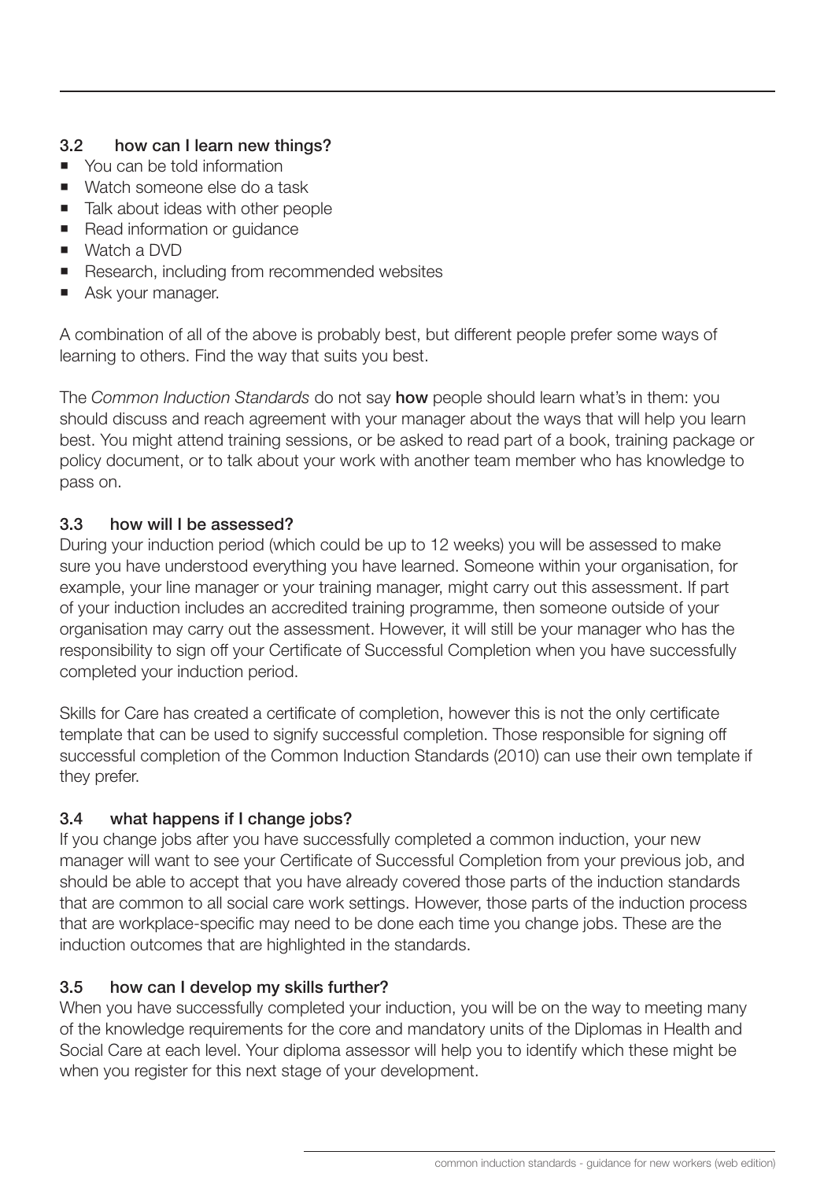### 3.2 how can I learn new things?

- You can be told information
- Watch someone else do a task
- Talk about ideas with other people
- Read information or guidance
- Watch a DVD
- Research, including from recommended websites
- Ask your manager.

A combination of all of the above is probably best, but different people prefer some ways of learning to others. Find the way that suits you best.

The *Common Induction Standards* do not say **how** people should learn what's in them: you should discuss and reach agreement with your manager about the ways that will help you learn best. You might attend training sessions, or be asked to read part of a book, training package or policy document, or to talk about your work with another team member who has knowledge to pass on.

### 3.3 how will I be assessed?

During your induction period (which could be up to 12 weeks) you will be assessed to make sure you have understood everything you have learned. Someone within your organisation, for example, your line manager or your training manager, might carry out this assessment. If part of your induction includes an accredited training programme, then someone outside of your organisation may carry out the assessment. However, it will still be your manager who has the responsibility to sign off your Certificate of Successful Completion when you have successfully completed your induction period.

Skills for Care has created a certificate of completion, however this is not the only certificate template that can be used to signify successful completion. Those responsible for signing off successful completion of the Common Induction Standards (2010) can use their own template if they prefer.

### 3.4 what happens if I change jobs?

If you change jobs after you have successfully completed a common induction, your new manager will want to see your Certificate of Successful Completion from your previous job, and should be able to accept that you have already covered those parts of the induction standards that are common to all social care work settings. However, those parts of the induction process that are workplace-specific may need to be done each time you change jobs. These are the induction outcomes that are highlighted in the standards.

### 3.5 how can I develop my skills further?

When you have successfully completed your induction, you will be on the way to meeting many of the knowledge requirements for the core and mandatory units of the Diplomas in Health and Social Care at each level. Your diploma assessor will help you to identify which these might be when you register for this next stage of your development.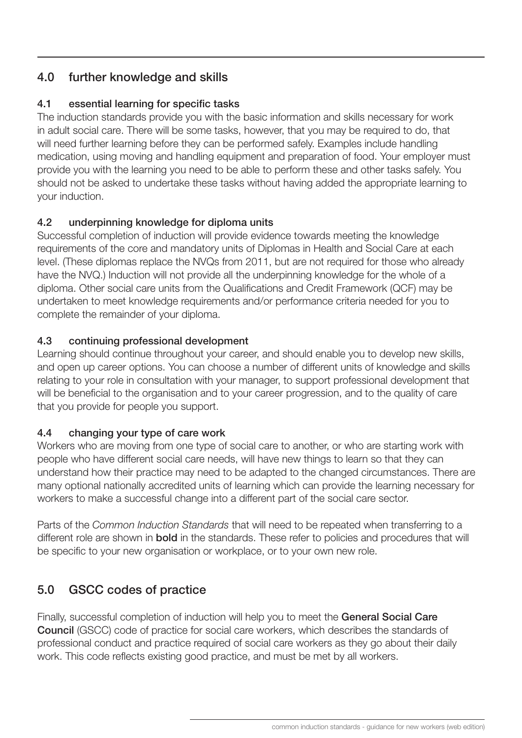## 4.0 further knowledge and skills

### 4.1 essential learning for specific tasks

The induction standards provide you with the basic information and skills necessary for work in adult social care. There will be some tasks, however, that you may be required to do, that will need further learning before they can be performed safely. Examples include handling medication, using moving and handling equipment and preparation of food. Your employer must provide you with the learning you need to be able to perform these and other tasks safely. You should not be asked to undertake these tasks without having added the appropriate learning to your induction.

### 4.2 underpinning knowledge for diploma units

Successful completion of induction will provide evidence towards meeting the knowledge requirements of the core and mandatory units of Diplomas in Health and Social Care at each level. (These diplomas replace the NVQs from 2011, but are not required for those who already have the NVQ.) Induction will not provide all the underpinning knowledge for the whole of a diploma. Other social care units from the Qualifications and Credit Framework (QCF) may be undertaken to meet knowledge requirements and/or performance criteria needed for you to complete the remainder of your diploma.

### 4.3 continuing professional development

Learning should continue throughout your career, and should enable you to develop new skills, and open up career options. You can choose a number of different units of knowledge and skills relating to your role in consultation with your manager, to support professional development that will be beneficial to the organisation and to your career progression, and to the quality of care that you provide for people you support.

### 4.4 changing your type of care work

Workers who are moving from one type of social care to another, or who are starting work with people who have different social care needs, will have new things to learn so that they can understand how their practice may need to be adapted to the changed circumstances. There are many optional nationally accredited units of learning which can provide the learning necessary for workers to make a successful change into a different part of the social care sector.

Parts of the *Common Induction Standards* that will need to be repeated when transferring to a different role are shown in **bold** in the standards. These refer to policies and procedures that will be specific to your new organisation or workplace, or to your own new role.

## 5.0 GSCC codes of practice

Finally, successful completion of induction will help you to meet the **General Social Care Council** (GSCC) code of practice for social care workers, which describes the standards of professional conduct and practice required of social care workers as they go about their daily work. This code reflects existing good practice, and must be met by all workers.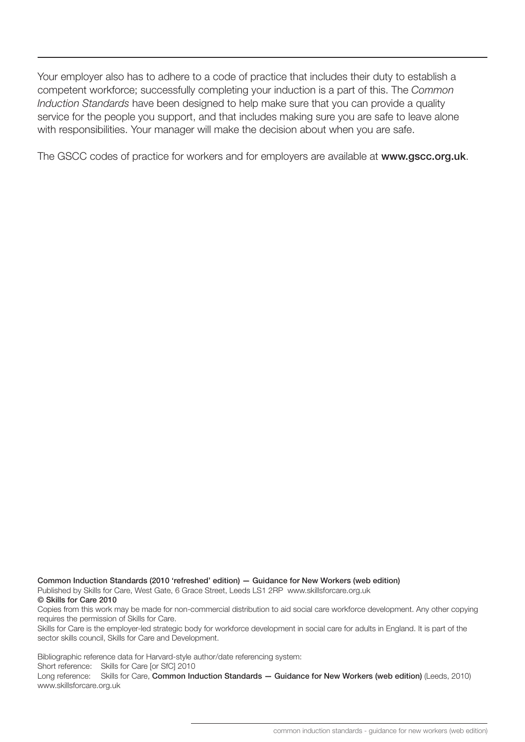Your employer also has to adhere to a code of practice that includes their duty to establish a competent workforce; successfully completing your induction is a part of this. The *Common Induction Standards* have been designed to help make sure that you can provide a quality service for the people you support, and that includes making sure you are safe to leave alone with responsibilities. Your manager will make the decision about when you are safe.

The GSCC codes of practice for workers and for employers are available at **www.gscc.org.uk**.

**Common Induction Standards (2010 'refreshed' edition) — Guidance for New Workers (web edition)**
Published by Skills for Care, West Gate, 6 Grace Street, Leeds LS1 2RP www.skillsforcare.org.uk
**© Skills for Care 2010**
Copies from this work may be made for non-commercial distribution to aid social care workforce development. Any other copying requires the permission of Skills for Care.
Skills for Care is the employer-led strategic body for workforce development in social care for adults in England. It is part of the sector skills council, Skills for Care and Development.

Bibliographic reference data for Harvard-style author/date referencing system:
Short reference: Skills for Care [or SfC] 2010
Long reference: Skills for Care, **Common Induction Standards — Guidance for New Workers (web edition)** (Leeds, 2010) www.skillsforcare.org.uk